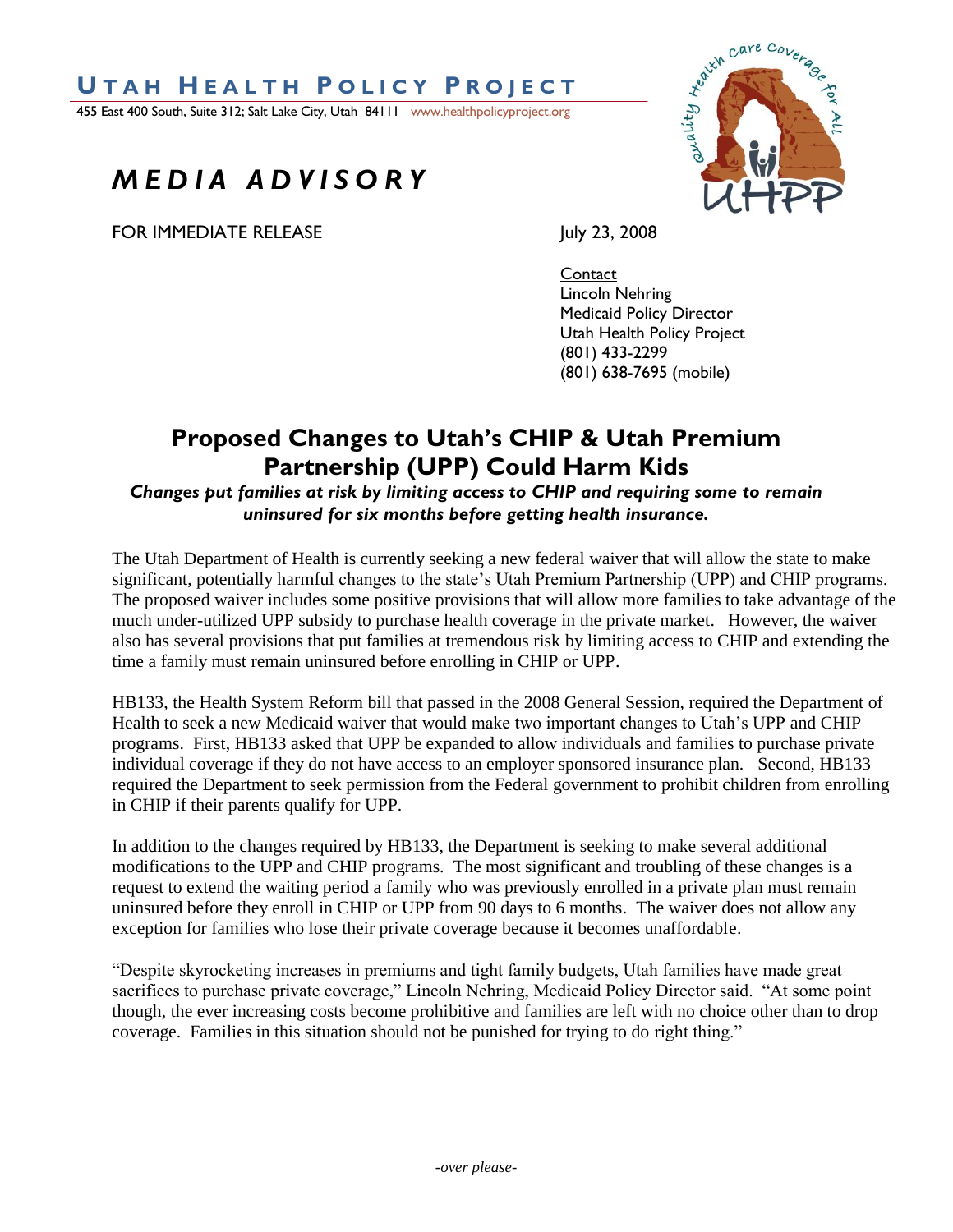# UTAH HEALTH POLICY PROJECT

455 East 400 South, Suite 312; Salt Lake City, Utah 84111 www.healthpolicyproject.org

## *MEDIA ADVISORY*

FOR IMMEDIATE RELEASE

July 23, 2008

Contact
Lincoln Nehring
Medicaid Policy Director
Utah Health Policy Project
(801) 433-2299
(801) 638-7695 (mobile)

## Proposed Changes to Utah's CHIP & Utah Premium Partnership (UPP) Could Harm Kids

***Changes put families at risk by limiting access to CHIP and requiring some to remain uninsured for six months before getting health insurance.***

The Utah Department of Health is currently seeking a new federal waiver that will allow the state to make significant, potentially harmful changes to the state's Utah Premium Partnership (UPP) and CHIP programs. The proposed waiver includes some positive provisions that will allow more families to take advantage of the much under-utilized UPP subsidy to purchase health coverage in the private market. However, the waiver also has several provisions that put families at tremendous risk by limiting access to CHIP and extending the time a family must remain uninsured before enrolling in CHIP or UPP.

HB133, the Health System Reform bill that passed in the 2008 General Session, required the Department of Health to seek a new Medicaid waiver that would make two important changes to Utah's UPP and CHIP programs. First, HB133 asked that UPP be expanded to allow individuals and families to purchase private individual coverage if they do not have access to an employer sponsored insurance plan. Second, HB133 required the Department to seek permission from the Federal government to prohibit children from enrolling in CHIP if their parents qualify for UPP.

In addition to the changes required by HB133, the Department is seeking to make several additional modifications to the UPP and CHIP programs. The most significant and troubling of these changes is a request to extend the waiting period a family who was previously enrolled in a private plan must remain uninsured before they enroll in CHIP or UPP from 90 days to 6 months. The waiver does not allow any exception for families who lose their private coverage because it becomes unaffordable.

"Despite skyrocketing increases in premiums and tight family budgets, Utah families have made great sacrifices to purchase private coverage," Lincoln Nehring, Medicaid Policy Director said. "At some point though, the ever increasing costs become prohibitive and families are left with no choice other than to drop coverage. Families in this situation should not be punished for trying to do right thing."

*-over please-*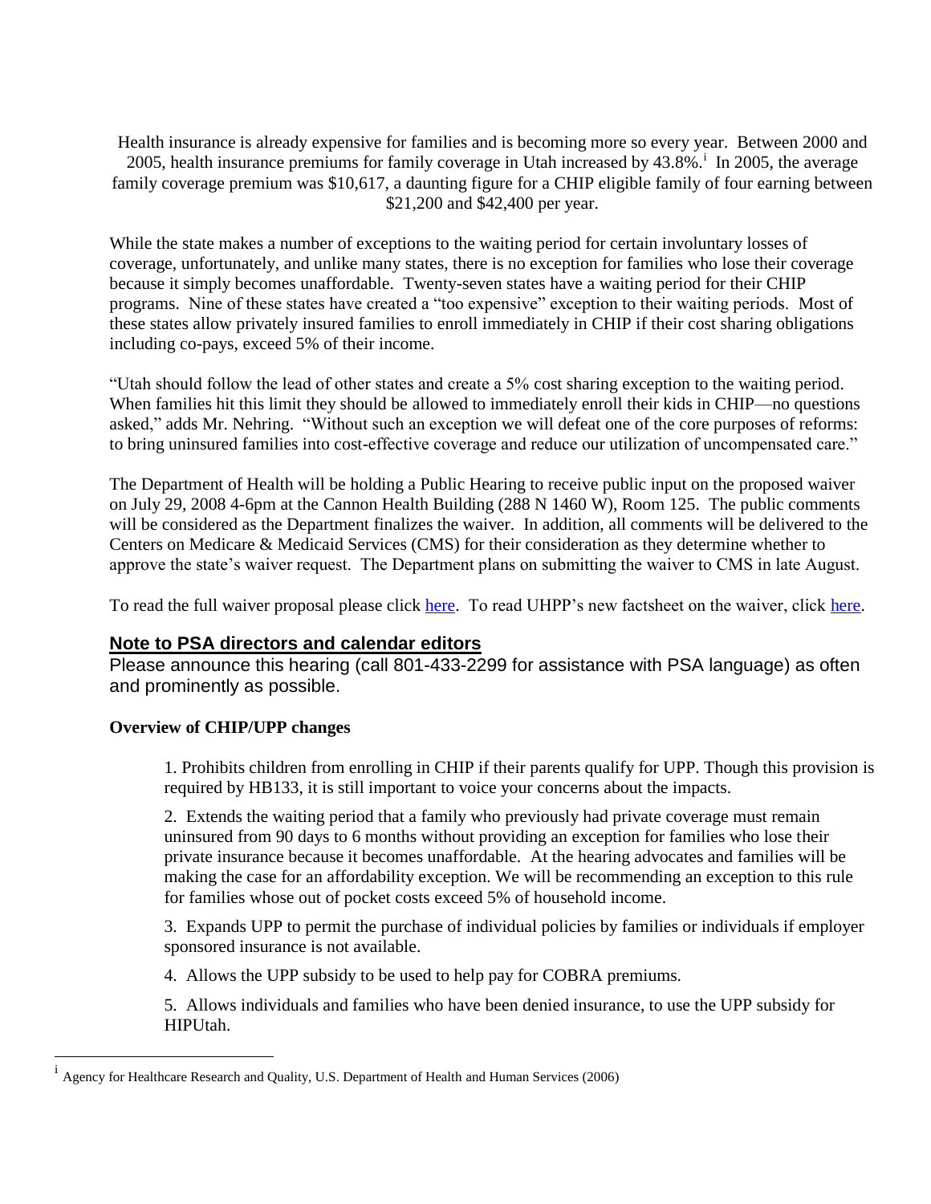Health insurance is already expensive for families and is becoming more so every year. Between 2000 and 2005, health insurance premiums for family coverage in Utah increased by 43.8%.[i] In 2005, the average family coverage premium was $10,617, a daunting figure for a CHIP eligible family of four earning between $21,200 and $42,400 per year.

While the state makes a number of exceptions to the waiting period for certain involuntary losses of coverage, unfortunately, and unlike many states, there is no exception for families who lose their coverage because it simply becomes unaffordable. Twenty-seven states have a waiting period for their CHIP programs. Nine of these states have created a "too expensive" exception to their waiting periods. Most of these states allow privately insured families to enroll immediately in CHIP if their cost sharing obligations including co-pays, exceed 5% of their income.

"Utah should follow the lead of other states and create a 5% cost sharing exception to the waiting period. When families hit this limit they should be allowed to immediately enroll their kids in CHIP—no questions asked," adds Mr. Nehring. "Without such an exception we will defeat one of the core purposes of reforms: to bring uninsured families into cost-effective coverage and reduce our utilization of uncompensated care."

The Department of Health will be holding a Public Hearing to receive public input on the proposed waiver on July 29, 2008 4-6pm at the Cannon Health Building (288 N 1460 W), Room 125. The public comments will be considered as the Department finalizes the waiver. In addition, all comments will be delivered to the Centers on Medicare & Medicaid Services (CMS) for their consideration as they determine whether to approve the state's waiver request. The Department plans on submitting the waiver to CMS in late August.

To read the full waiver proposal please click here. To read UHPP's new factsheet on the waiver, click here.

## Note to PSA directors and calendar editors

Please announce this hearing (call 801-433-2299 for assistance with PSA language) as often and prominently as possible.

**Overview of CHIP/UPP changes**

1. Prohibits children from enrolling in CHIP if their parents qualify for UPP. Though this provision is required by HB133, it is still important to voice your concerns about the impacts.

2. Extends the waiting period that a family who previously had private coverage must remain uninsured from 90 days to 6 months without providing an exception for families who lose their private insurance because it becomes unaffordable. At the hearing advocates and families will be making the case for an affordability exception. We will be recommending an exception to this rule for families whose out of pocket costs exceed 5% of household income.

3. Expands UPP to permit the purchase of individual policies by families or individuals if employer sponsored insurance is not available.

4. Allows the UPP subsidy to be used to help pay for COBRA premiums.

5. Allows individuals and families who have been denied insurance, to use the UPP subsidy for HIPUtah.

---

[i] Agency for Healthcare Research and Quality, U.S. Department of Health and Human Services (2006)